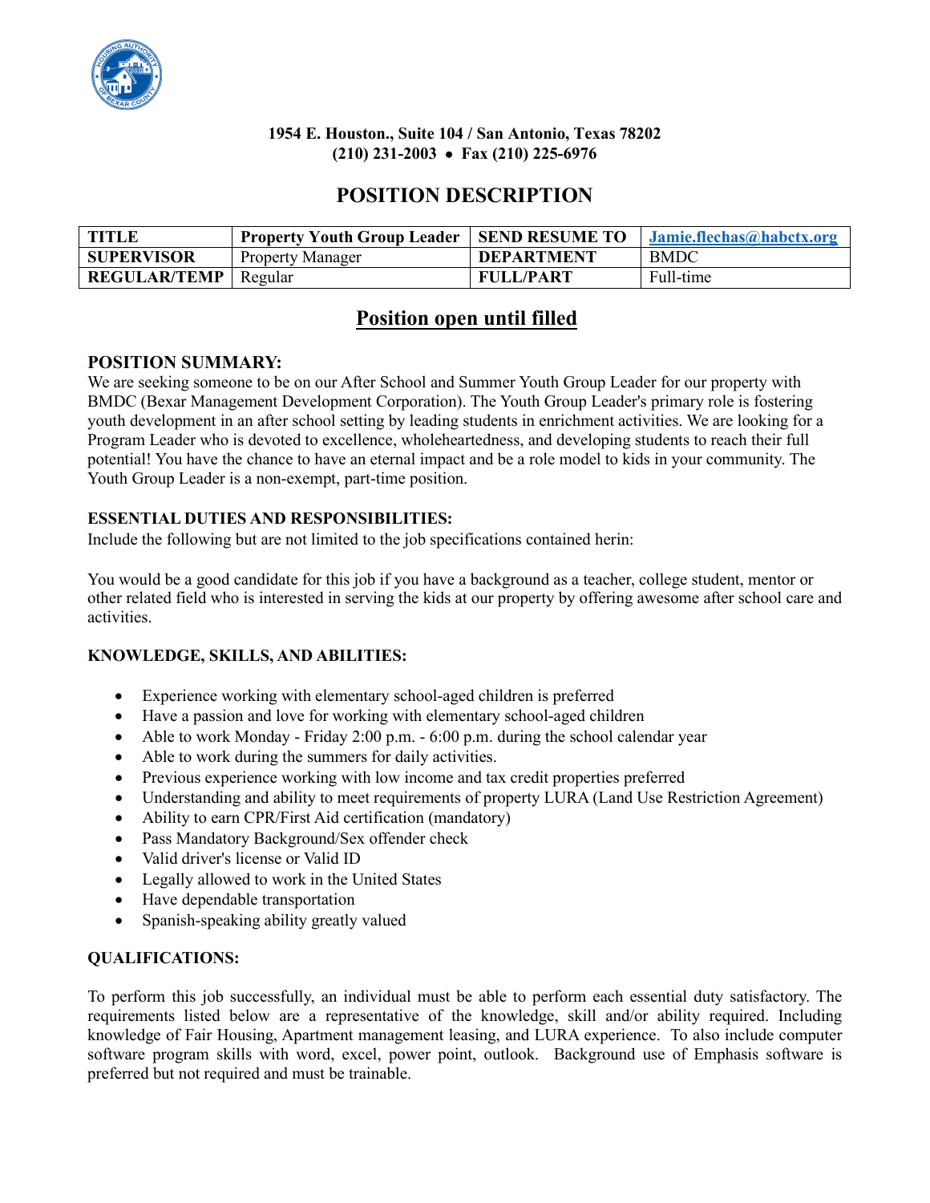**1954 E. Houston., Suite 104 / San Antonio, Texas 78202**
**(210) 231-2003 • Fax (210) 225-6976**

# POSITION DESCRIPTION

| **TITLE** | **Property Youth Group Leader** | **SEND RESUME TO** | [Jamie.flechas@habctx.org](mailto:Jamie.flechas@habctx.org) |
|---|---|---|---|
| **SUPERVISOR** | Property Manager | **DEPARTMENT** | BMDC |
| **REGULAR/TEMP** | Regular | **FULL/PART** | Full-time |

## Position open until filled

### POSITION SUMMARY:

We are seeking someone to be on our After School and Summer Youth Group Leader for our property with BMDC (Bexar Management Development Corporation). The Youth Group Leader's primary role is fostering youth development in an after school setting by leading students in enrichment activities. We are looking for a Program Leader who is devoted to excellence, wholeheartedness, and developing students to reach their full potential! You have the chance to have an eternal impact and be a role model to kids in your community. The Youth Group Leader is a non-exempt, part-time position.

### ESSENTIAL DUTIES AND RESPONSIBILITIES:

Include the following but are not limited to the job specifications contained herin:

You would be a good candidate for this job if you have a background as a teacher, college student, mentor or other related field who is interested in serving the kids at our property by offering awesome after school care and activities.

### KNOWLEDGE, SKILLS, AND ABILITIES:

- Experience working with elementary school-aged children is preferred
- Have a passion and love for working with elementary school-aged children
- Able to work Monday - Friday 2:00 p.m. - 6:00 p.m. during the school calendar year
- Able to work during the summers for daily activities.
- Previous experience working with low income and tax credit properties preferred
- Understanding and ability to meet requirements of property LURA (Land Use Restriction Agreement)
- Ability to earn CPR/First Aid certification (mandatory)
- Pass Mandatory Background/Sex offender check
- Valid driver's license or Valid ID
- Legally allowed to work in the United States
- Have dependable transportation
- Spanish-speaking ability greatly valued

### QUALIFICATIONS:

To perform this job successfully, an individual must be able to perform each essential duty satisfactory. The requirements listed below are a representative of the knowledge, skill and/or ability required. Including knowledge of Fair Housing, Apartment management leasing, and LURA experience. To also include computer software program skills with word, excel, power point, outlook. Background use of Emphasis software is preferred but not required and must be trainable.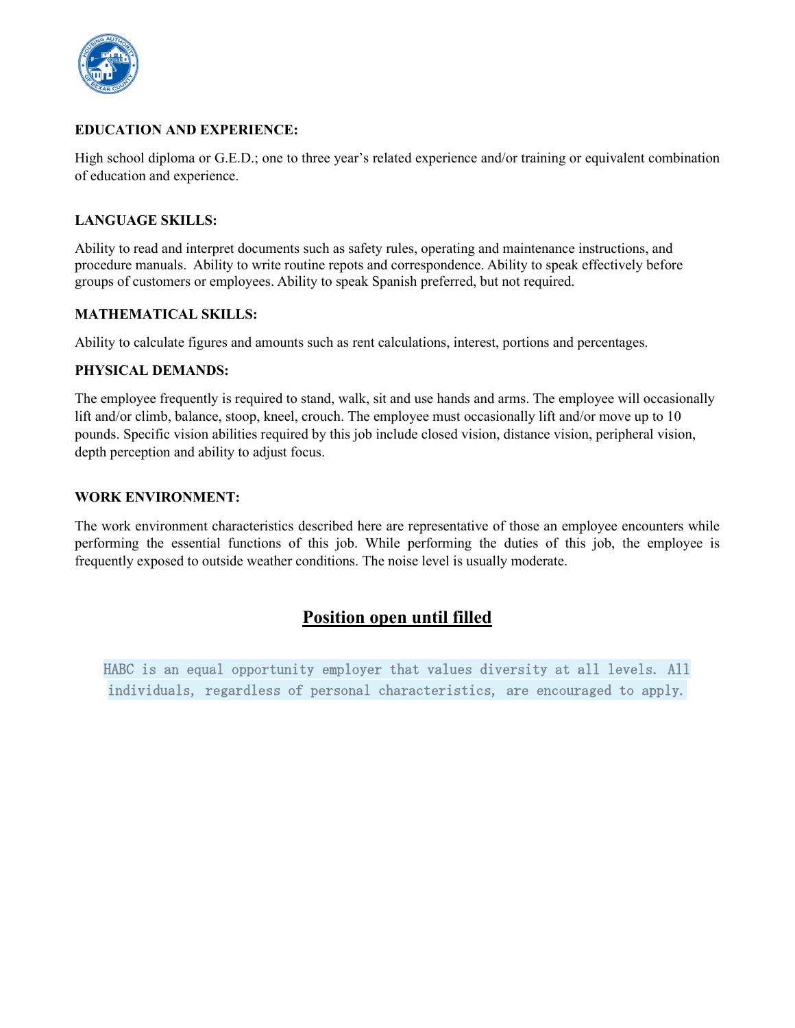**EDUCATION AND EXPERIENCE:**

High school diploma or G.E.D.; one to three year's related experience and/or training or equivalent combination of education and experience.

**LANGUAGE SKILLS:**

Ability to read and interpret documents such as safety rules, operating and maintenance instructions, and procedure manuals. Ability to write routine repots and correspondence. Ability to speak effectively before groups of customers or employees. Ability to speak Spanish preferred, but not required.

**MATHEMATICAL SKILLS:**

Ability to calculate figures and amounts such as rent calculations, interest, portions and percentages.

**PHYSICAL DEMANDS:**

The employee frequently is required to stand, walk, sit and use hands and arms. The employee will occasionally lift and/or climb, balance, stoop, kneel, crouch. The employee must occasionally lift and/or move up to 10 pounds. Specific vision abilities required by this job include closed vision, distance vision, peripheral vision, depth perception and ability to adjust focus.

**WORK ENVIRONMENT:**

The work environment characteristics described here are representative of those an employee encounters while performing the essential functions of this job. While performing the duties of this job, the employee is frequently exposed to outside weather conditions. The noise level is usually moderate.

## Position open until filled

HABC is an equal opportunity employer that values diversity at all levels. All individuals, regardless of personal characteristics, are encouraged to apply.